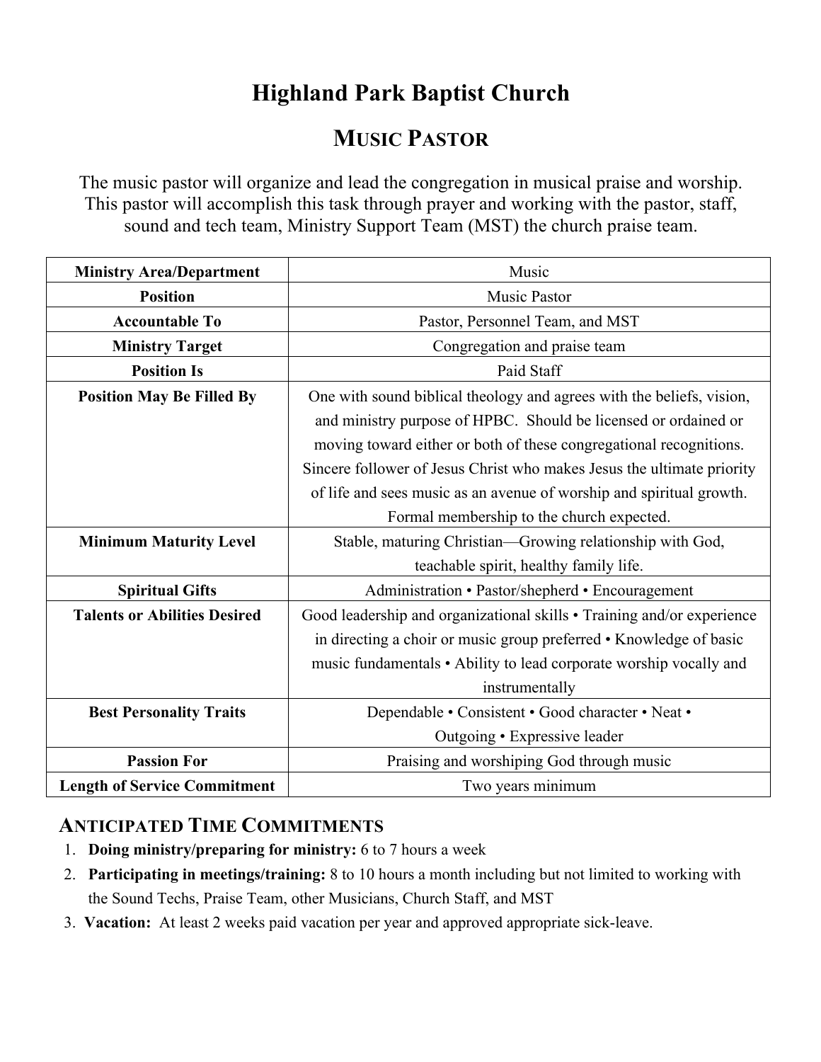# Highland Park Baptist Church

## Music Pastor

The music pastor will organize and lead the congregation in musical praise and worship. This pastor will accomplish this task through prayer and working with the pastor, staff, sound and tech team, Ministry Support Team (MST) the church praise team.

| **Ministry Area/Department** | Music |
|---|---|
| **Position** | Music Pastor |
| **Accountable To** | Pastor, Personnel Team, and MST |
| **Ministry Target** | Congregation and praise team |
| **Position Is** | Paid Staff |
| **Position May Be Filled By** | One with sound biblical theology and agrees with the beliefs, vision, and ministry purpose of HPBC. Should be licensed or ordained or moving toward either or both of these congregational recognitions. Sincere follower of Jesus Christ who makes Jesus the ultimate priority of life and sees music as an avenue of worship and spiritual growth. Formal membership to the church expected. |
| **Minimum Maturity Level** | Stable, maturing Christian—Growing relationship with God, teachable spirit, healthy family life. |
| **Spiritual Gifts** | Administration • Pastor/shepherd • Encouragement |
| **Talents or Abilities Desired** | Good leadership and organizational skills • Training and/or experience in directing a choir or music group preferred • Knowledge of basic music fundamentals • Ability to lead corporate worship vocally and instrumentally |
| **Best Personality Traits** | Dependable • Consistent • Good character • Neat • Outgoing • Expressive leader |
| **Passion For** | Praising and worshiping God through music |
| **Length of Service Commitment** | Two years minimum |

### Anticipated Time Commitments

1. **Doing ministry/preparing for ministry:** 6 to 7 hours a week
2. **Participating in meetings/training:** 8 to 10 hours a month including but not limited to working with the Sound Techs, Praise Team, other Musicians, Church Staff, and MST
3. **Vacation:** At least 2 weeks paid vacation per year and approved appropriate sick-leave.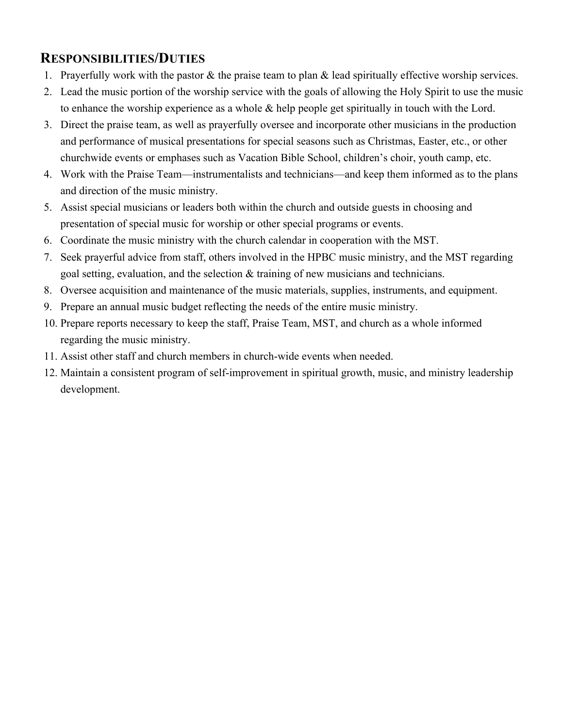## RESPONSIBILITIES/DUTIES

1. Prayerfully work with the pastor & the praise team to plan & lead spiritually effective worship services.
2. Lead the music portion of the worship service with the goals of allowing the Holy Spirit to use the music to enhance the worship experience as a whole & help people get spiritually in touch with the Lord.
3. Direct the praise team, as well as prayerfully oversee and incorporate other musicians in the production and performance of musical presentations for special seasons such as Christmas, Easter, etc., or other churchwide events or emphases such as Vacation Bible School, children's choir, youth camp, etc.
4. Work with the Praise Team—instrumentalists and technicians—and keep them informed as to the plans and direction of the music ministry.
5. Assist special musicians or leaders both within the church and outside guests in choosing and presentation of special music for worship or other special programs or events.
6. Coordinate the music ministry with the church calendar in cooperation with the MST.
7. Seek prayerful advice from staff, others involved in the HPBC music ministry, and the MST regarding goal setting, evaluation, and the selection & training of new musicians and technicians.
8. Oversee acquisition and maintenance of the music materials, supplies, instruments, and equipment.
9. Prepare an annual music budget reflecting the needs of the entire music ministry.
10. Prepare reports necessary to keep the staff, Praise Team, MST, and church as a whole informed regarding the music ministry.
11. Assist other staff and church members in church-wide events when needed.
12. Maintain a consistent program of self-improvement in spiritual growth, music, and ministry leadership development.